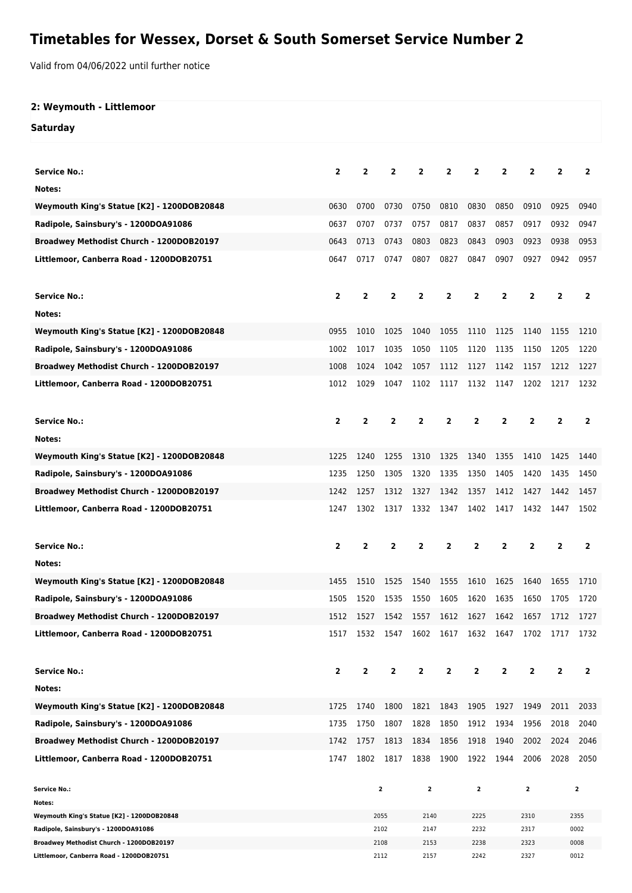# Timetables for Wessex, Dorset & South Somerset Service Number 2

Valid from 04/06/2022 until further notice

## 2: Weymouth - Littlemoor

### Saturday

| Service No.: | 2 | 2 | 2 | 2 | 2 | 2 | 2 | 2 | 2 | 2 |
|---|---|---|---|---|---|---|---|---|---|---|
| Notes: | | | | | | | | | | |
| Weymouth King's Statue [K2] - 1200DOB20848 | 0630 | 0700 | 0730 | 0750 | 0810 | 0830 | 0850 | 0910 | 0925 | 0940 |
| Radipole, Sainsbury's - 1200DOA91086 | 0637 | 0707 | 0737 | 0757 | 0817 | 0837 | 0857 | 0917 | 0932 | 0947 |
| Broadwey Methodist Church - 1200DOB20197 | 0643 | 0713 | 0743 | 0803 | 0823 | 0843 | 0903 | 0923 | 0938 | 0953 |
| Littlemoor, Canberra Road - 1200DOB20751 | 0647 | 0717 | 0747 | 0807 | 0827 | 0847 | 0907 | 0927 | 0942 | 0957 |

| Service No.: | 2 | 2 | 2 | 2 | 2 | 2 | 2 | 2 | 2 | 2 |
|---|---|---|---|---|---|---|---|---|---|---|
| Notes: | | | | | | | | | | |
| Weymouth King's Statue [K2] - 1200DOB20848 | 0955 | 1010 | 1025 | 1040 | 1055 | 1110 | 1125 | 1140 | 1155 | 1210 |
| Radipole, Sainsbury's - 1200DOA91086 | 1002 | 1017 | 1035 | 1050 | 1105 | 1120 | 1135 | 1150 | 1205 | 1220 |
| Broadwey Methodist Church - 1200DOB20197 | 1008 | 1024 | 1042 | 1057 | 1112 | 1127 | 1142 | 1157 | 1212 | 1227 |
| Littlemoor, Canberra Road - 1200DOB20751 | 1012 | 1029 | 1047 | 1102 | 1117 | 1132 | 1147 | 1202 | 1217 | 1232 |

| Service No.: | 2 | 2 | 2 | 2 | 2 | 2 | 2 | 2 | 2 | 2 |
|---|---|---|---|---|---|---|---|---|---|---|
| Notes: | | | | | | | | | | |
| Weymouth King's Statue [K2] - 1200DOB20848 | 1225 | 1240 | 1255 | 1310 | 1325 | 1340 | 1355 | 1410 | 1425 | 1440 |
| Radipole, Sainsbury's - 1200DOA91086 | 1235 | 1250 | 1305 | 1320 | 1335 | 1350 | 1405 | 1420 | 1435 | 1450 |
| Broadwey Methodist Church - 1200DOB20197 | 1242 | 1257 | 1312 | 1327 | 1342 | 1357 | 1412 | 1427 | 1442 | 1457 |
| Littlemoor, Canberra Road - 1200DOB20751 | 1247 | 1302 | 1317 | 1332 | 1347 | 1402 | 1417 | 1432 | 1447 | 1502 |

| Service No.: | 2 | 2 | 2 | 2 | 2 | 2 | 2 | 2 | 2 | 2 |
|---|---|---|---|---|---|---|---|---|---|---|
| Notes: | | | | | | | | | | |
| Weymouth King's Statue [K2] - 1200DOB20848 | 1455 | 1510 | 1525 | 1540 | 1555 | 1610 | 1625 | 1640 | 1655 | 1710 |
| Radipole, Sainsbury's - 1200DOA91086 | 1505 | 1520 | 1535 | 1550 | 1605 | 1620 | 1635 | 1650 | 1705 | 1720 |
| Broadwey Methodist Church - 1200DOB20197 | 1512 | 1527 | 1542 | 1557 | 1612 | 1627 | 1642 | 1657 | 1712 | 1727 |
| Littlemoor, Canberra Road - 1200DOB20751 | 1517 | 1532 | 1547 | 1602 | 1617 | 1632 | 1647 | 1702 | 1717 | 1732 |

| Service No.: | 2 | 2 | 2 | 2 | 2 | 2 | 2 | 2 | 2 | 2 |
|---|---|---|---|---|---|---|---|---|---|---|
| Notes: | | | | | | | | | | |
| Weymouth King's Statue [K2] - 1200DOB20848 | 1725 | 1740 | 1800 | 1821 | 1843 | 1905 | 1927 | 1949 | 2011 | 2033 |
| Radipole, Sainsbury's - 1200DOA91086 | 1735 | 1750 | 1807 | 1828 | 1850 | 1912 | 1934 | 1956 | 2018 | 2040 |
| Broadwey Methodist Church - 1200DOB20197 | 1742 | 1757 | 1813 | 1834 | 1856 | 1918 | 1940 | 2002 | 2024 | 2046 |
| Littlemoor, Canberra Road - 1200DOB20751 | 1747 | 1802 | 1817 | 1838 | 1900 | 1922 | 1944 | 2006 | 2028 | 2050 |

| Service No.: | 2 | 2 | 2 | 2 | 2 |
|---|---|---|---|---|---|
| Notes: | | | | | |
| Weymouth King's Statue [K2] - 1200DOB20848 | 2055 | 2140 | 2225 | 2310 | 2355 |
| Radipole, Sainsbury's - 1200DOA91086 | 2102 | 2147 | 2232 | 2317 | 0002 |
| Broadwey Methodist Church - 1200DOB20197 | 2108 | 2153 | 2238 | 2323 | 0008 |
| Littlemoor, Canberra Road - 1200DOB20751 | 2112 | 2157 | 2242 | 2327 | 0012 |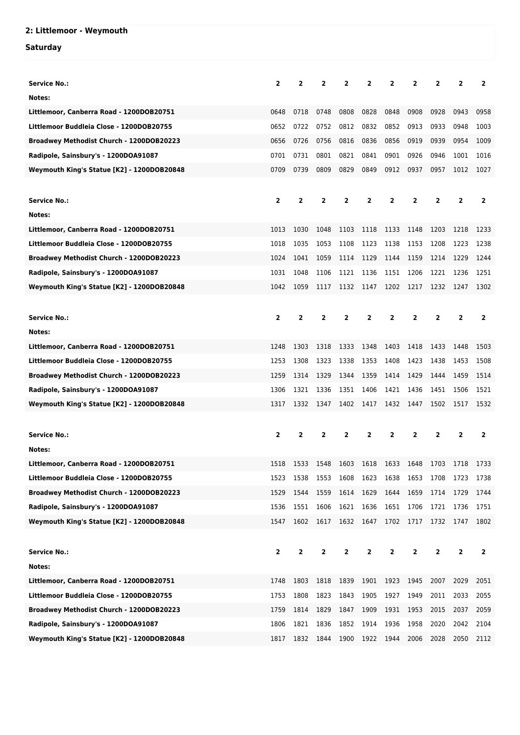## 2: Littlemoor - Weymouth

### Saturday

| Service No.: | 2 | 2 | 2 | 2 | 2 | 2 | 2 | 2 | 2 | 2 |
|---|---|---|---|---|---|---|---|---|---|---|
| Notes: | | | | | | | | | | |
| Littlemoor, Canberra Road - 1200DOB20751 | 0648 | 0718 | 0748 | 0808 | 0828 | 0848 | 0908 | 0928 | 0943 | 0958 |
| Littlemoor Buddleia Close - 1200DOB20755 | 0652 | 0722 | 0752 | 0812 | 0832 | 0852 | 0913 | 0933 | 0948 | 1003 |
| Broadwey Methodist Church - 1200DOB20223 | 0656 | 0726 | 0756 | 0816 | 0836 | 0856 | 0919 | 0939 | 0954 | 1009 |
| Radipole, Sainsbury's - 1200DOA91087 | 0701 | 0731 | 0801 | 0821 | 0841 | 0901 | 0926 | 0946 | 1001 | 1016 |
| Weymouth King's Statue [K2] - 1200DOB20848 | 0709 | 0739 | 0809 | 0829 | 0849 | 0912 | 0937 | 0957 | 1012 | 1027 |

| Service No.: | 2 | 2 | 2 | 2 | 2 | 2 | 2 | 2 | 2 | 2 |
|---|---|---|---|---|---|---|---|---|---|---|
| Notes: | | | | | | | | | | |
| Littlemoor, Canberra Road - 1200DOB20751 | 1013 | 1030 | 1048 | 1103 | 1118 | 1133 | 1148 | 1203 | 1218 | 1233 |
| Littlemoor Buddleia Close - 1200DOB20755 | 1018 | 1035 | 1053 | 1108 | 1123 | 1138 | 1153 | 1208 | 1223 | 1238 |
| Broadwey Methodist Church - 1200DOB20223 | 1024 | 1041 | 1059 | 1114 | 1129 | 1144 | 1159 | 1214 | 1229 | 1244 |
| Radipole, Sainsbury's - 1200DOA91087 | 1031 | 1048 | 1106 | 1121 | 1136 | 1151 | 1206 | 1221 | 1236 | 1251 |
| Weymouth King's Statue [K2] - 1200DOB20848 | 1042 | 1059 | 1117 | 1132 | 1147 | 1202 | 1217 | 1232 | 1247 | 1302 |

| Service No.: | 2 | 2 | 2 | 2 | 2 | 2 | 2 | 2 | 2 | 2 |
|---|---|---|---|---|---|---|---|---|---|---|
| Notes: | | | | | | | | | | |
| Littlemoor, Canberra Road - 1200DOB20751 | 1248 | 1303 | 1318 | 1333 | 1348 | 1403 | 1418 | 1433 | 1448 | 1503 |
| Littlemoor Buddleia Close - 1200DOB20755 | 1253 | 1308 | 1323 | 1338 | 1353 | 1408 | 1423 | 1438 | 1453 | 1508 |
| Broadwey Methodist Church - 1200DOB20223 | 1259 | 1314 | 1329 | 1344 | 1359 | 1414 | 1429 | 1444 | 1459 | 1514 |
| Radipole, Sainsbury's - 1200DOA91087 | 1306 | 1321 | 1336 | 1351 | 1406 | 1421 | 1436 | 1451 | 1506 | 1521 |
| Weymouth King's Statue [K2] - 1200DOB20848 | 1317 | 1332 | 1347 | 1402 | 1417 | 1432 | 1447 | 1502 | 1517 | 1532 |

| Service No.: | 2 | 2 | 2 | 2 | 2 | 2 | 2 | 2 | 2 | 2 |
|---|---|---|---|---|---|---|---|---|---|---|
| Notes: | | | | | | | | | | |
| Littlemoor, Canberra Road - 1200DOB20751 | 1518 | 1533 | 1548 | 1603 | 1618 | 1633 | 1648 | 1703 | 1718 | 1733 |
| Littlemoor Buddleia Close - 1200DOB20755 | 1523 | 1538 | 1553 | 1608 | 1623 | 1638 | 1653 | 1708 | 1723 | 1738 |
| Broadwey Methodist Church - 1200DOB20223 | 1529 | 1544 | 1559 | 1614 | 1629 | 1644 | 1659 | 1714 | 1729 | 1744 |
| Radipole, Sainsbury's - 1200DOA91087 | 1536 | 1551 | 1606 | 1621 | 1636 | 1651 | 1706 | 1721 | 1736 | 1751 |
| Weymouth King's Statue [K2] - 1200DOB20848 | 1547 | 1602 | 1617 | 1632 | 1647 | 1702 | 1717 | 1732 | 1747 | 1802 |

| Service No.: | 2 | 2 | 2 | 2 | 2 | 2 | 2 | 2 | 2 | 2 |
|---|---|---|---|---|---|---|---|---|---|---|
| Notes: | | | | | | | | | | |
| Littlemoor, Canberra Road - 1200DOB20751 | 1748 | 1803 | 1818 | 1839 | 1901 | 1923 | 1945 | 2007 | 2029 | 2051 |
| Littlemoor Buddleia Close - 1200DOB20755 | 1753 | 1808 | 1823 | 1843 | 1905 | 1927 | 1949 | 2011 | 2033 | 2055 |
| Broadwey Methodist Church - 1200DOB20223 | 1759 | 1814 | 1829 | 1847 | 1909 | 1931 | 1953 | 2015 | 2037 | 2059 |
| Radipole, Sainsbury's - 1200DOA91087 | 1806 | 1821 | 1836 | 1852 | 1914 | 1936 | 1958 | 2020 | 2042 | 2104 |
| Weymouth King's Statue [K2] - 1200DOB20848 | 1817 | 1832 | 1844 | 1900 | 1922 | 1944 | 2006 | 2028 | 2050 | 2112 |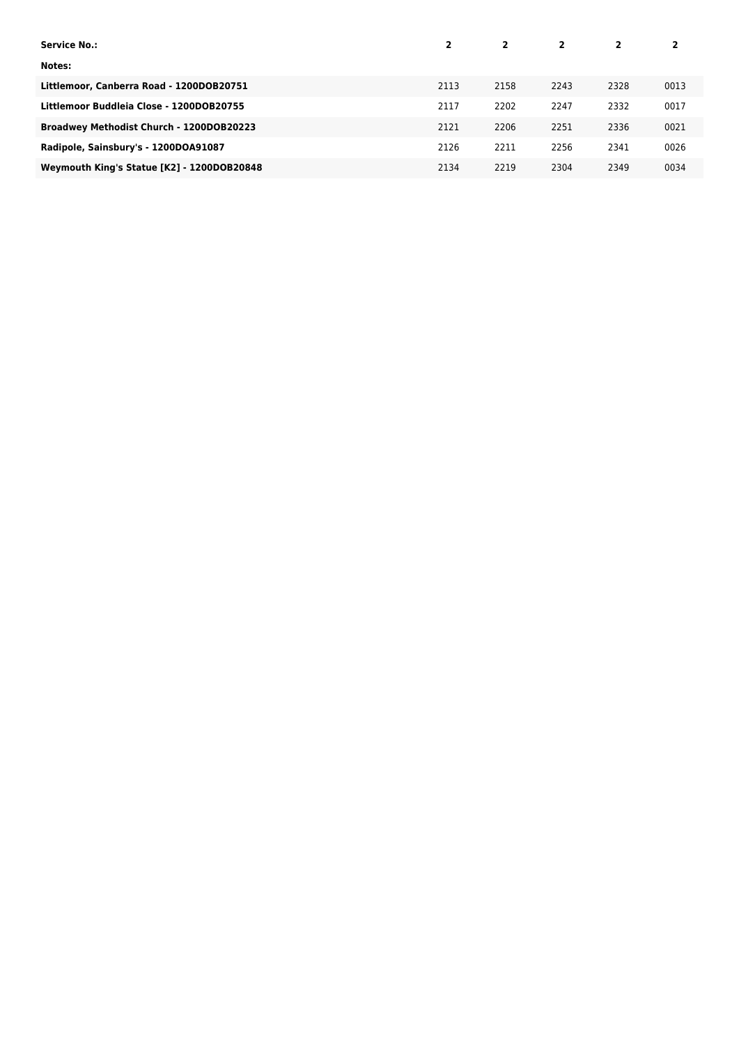| Service No.: | 2 | 2 | 2 | 2 | 2 |
| --- | --- | --- | --- | --- | --- |
| Notes: | | | | | |
| Littlemoor, Canberra Road - 1200DOB20751 | 2113 | 2158 | 2243 | 2328 | 0013 |
| Littlemoor Buddleia Close - 1200DOB20755 | 2117 | 2202 | 2247 | 2332 | 0017 |
| Broadwey Methodist Church - 1200DOB20223 | 2121 | 2206 | 2251 | 2336 | 0021 |
| Radipole, Sainsbury's - 1200DOA91087 | 2126 | 2211 | 2256 | 2341 | 0026 |
| Weymouth King's Statue [K2] - 1200DOB20848 | 2134 | 2219 | 2304 | 2349 | 0034 |